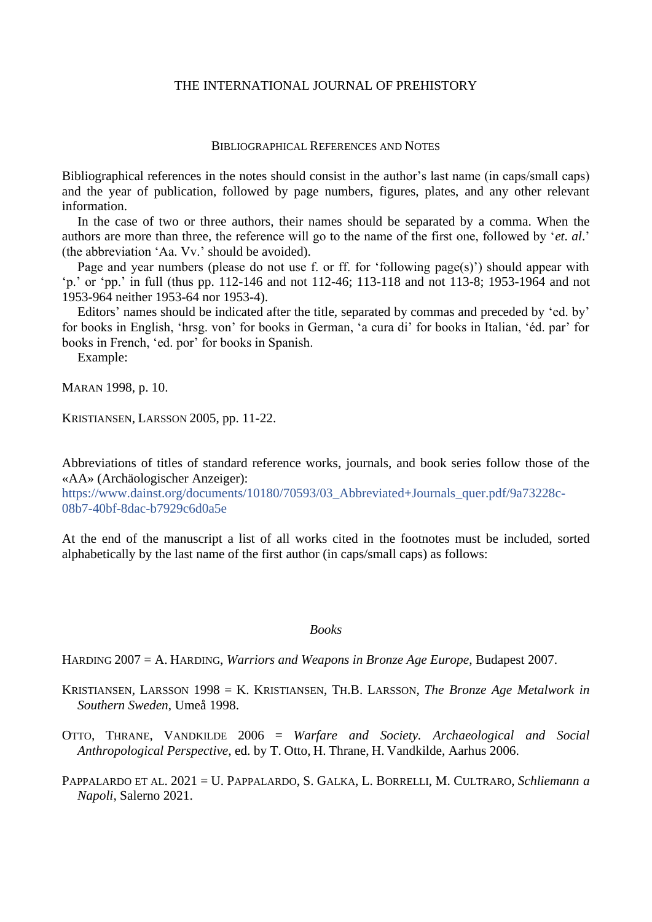# THE INTERNATIONAL JOURNAL OF PREHISTORY

## Bibliographical References and Notes

Bibliographical references in the notes should consist in the author's last name (in caps/small caps) and the year of publication, followed by page numbers, figures, plates, and any other relevant information.

In the case of two or three authors, their names should be separated by a comma. When the authors are more than three, the reference will go to the name of the first one, followed by '*et. al*.' (the abbreviation 'Aa. Vv.' should be avoided).

Page and year numbers (please do not use f. or ff. for 'following page(s)') should appear with 'p.' or 'pp.' in full (thus pp. 112-146 and not 112-46; 113-118 and not 113-8; 1953-1964 and not 1953-964 neither 1953-64 nor 1953-4).

Editors' names should be indicated after the title, separated by commas and preceded by 'ed. by' for books in English, 'hrsg. von' for books in German, 'a cura di' for books in Italian, 'éd. par' for books in French, 'ed. por' for books in Spanish.

Example:

MARAN 1998, p. 10.

KRISTIANSEN, LARSSON 2005, pp. 11-22.

Abbreviations of titles of standard reference works, journals, and book series follow those of the «AA» (Archäologischer Anzeiger):
https://www.dainst.org/documents/10180/70593/03_Abbreviated+Journals_quer.pdf/9a73228c-08b7-40bf-8dac-b7929c6d0a5e

At the end of the manuscript a list of all works cited in the footnotes must be included, sorted alphabetically by the last name of the first author (in caps/small caps) as follows:

### *Books*

HARDING 2007 = A. HARDING, *Warriors and Weapons in Bronze Age Europe*, Budapest 2007.

KRISTIANSEN, LARSSON 1998 = K. KRISTIANSEN, TH.B. LARSSON, *The Bronze Age Metalwork in Southern Sweden*, Umeå 1998.

OTTO, THRANE, VANDKILDE 2006 = *Warfare and Society. Archaeological and Social Anthropological Perspective*, ed. by T. Otto, H. Thrane, H. Vandkilde, Aarhus 2006.

PAPPALARDO ET AL. 2021 = U. PAPPALARDO, S. GALKA, L. BORRELLI, M. CULTRARO, *Schliemann a Napoli*, Salerno 2021.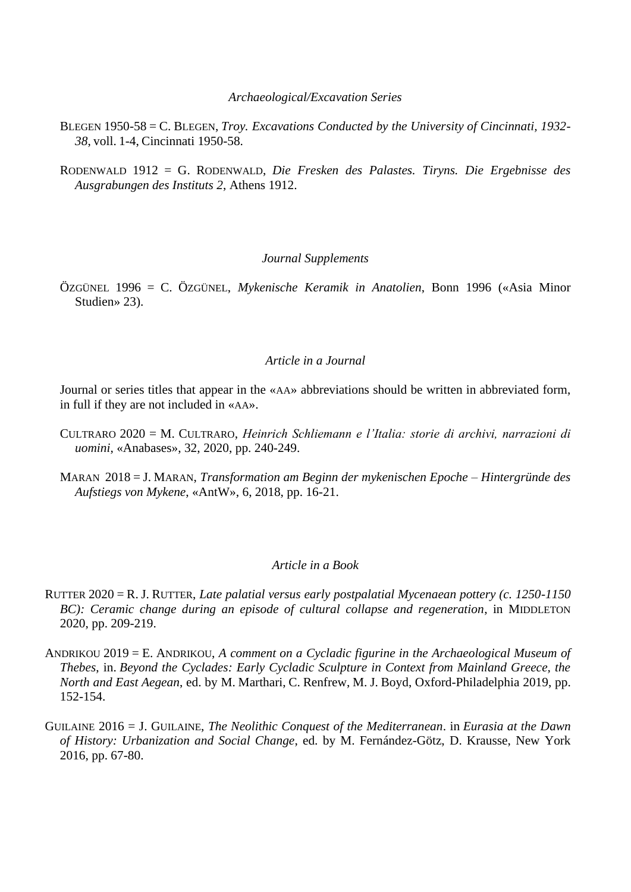*Archaeological/Excavation Series*

BLEGEN 1950-58 = C. BLEGEN, *Troy. Excavations Conducted by the University of Cincinnati, 1932-38*, voll. 1-4, Cincinnati 1950-58.

RODENWALD 1912 = G. RODENWALD, *Die Fresken des Palastes. Tiryns. Die Ergebnisse des Ausgrabungen des Instituts 2*, Athens 1912.

*Journal Supplements*

ÖZGÜNEL 1996 = C. ÖZGÜNEL, *Mykenische Keramik in Anatolien*, Bonn 1996 («Asia Minor Studien» 23).

*Article in a Journal*

Journal or series titles that appear in the «AA» abbreviations should be written in abbreviated form, in full if they are not included in «AA».

CULTRARO 2020 = M. CULTRARO, *Heinrich Schliemann e l'Italia: storie di archivi, narrazioni di uomini*, «Anabases», 32, 2020, pp. 240-249.

MARAN 2018 = J. MARAN, *Transformation am Beginn der mykenischen Epoche – Hintergründe des Aufstiegs von Mykene*, «AntW», 6, 2018, pp. 16-21.

*Article in a Book*

RUTTER 2020 = R. J. RUTTER, *Late palatial versus early postpalatial Mycenaean pottery (c. 1250-1150 BC): Ceramic change during an episode of cultural collapse and regeneration*, in MIDDLETON 2020, pp. 209-219.

ANDRIKOU 2019 = E. ANDRIKOU, *A comment on a Cycladic figurine in the Archaeological Museum of Thebes*, in. *Beyond the Cyclades: Early Cycladic Sculpture in Context from Mainland Greece, the North and East Aegean*, ed. by M. Marthari, C. Renfrew, M. J. Boyd, Oxford-Philadelphia 2019, pp. 152-154.

GUILAINE 2016 = J. GUILAINE, *The Neolithic Conquest of the Mediterranean*. in *Eurasia at the Dawn of History: Urbanization and Social Change*, ed. by M. Fernández-Götz, D. Krausse, New York 2016, pp. 67-80.